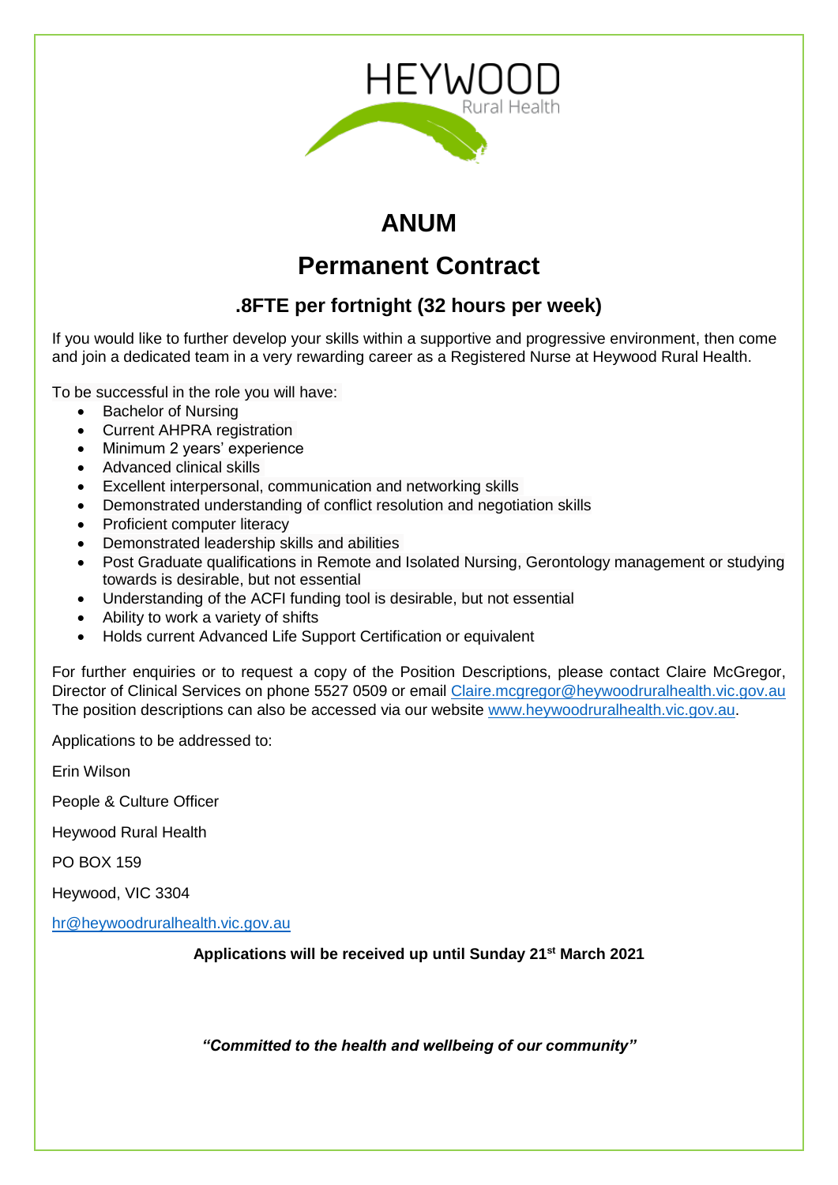HEYWOOD
Rural Health

# ANUM

## Permanent Contract

### .8FTE per fortnight (32 hours per week)

If you would like to further develop your skills within a supportive and progressive environment, then come and join a dedicated team in a very rewarding career as a Registered Nurse at Heywood Rural Health.

To be successful in the role you will have:

- Bachelor of Nursing
- Current AHPRA registration
- Minimum 2 years' experience
- Advanced clinical skills
- Excellent interpersonal, communication and networking skills
- Demonstrated understanding of conflict resolution and negotiation skills
- Proficient computer literacy
- Demonstrated leadership skills and abilities
- Post Graduate qualifications in Remote and Isolated Nursing, Gerontology management or studying towards is desirable, but not essential
- Understanding of the ACFI funding tool is desirable, but not essential
- Ability to work a variety of shifts
- Holds current Advanced Life Support Certification or equivalent

For further enquiries or to request a copy of the Position Descriptions, please contact Claire McGregor, Director of Clinical Services on phone 5527 0509 or email Claire.mcgregor@heywoodruralhealth.vic.gov.au The position descriptions can also be accessed via our website www.heywoodruralhealth.vic.gov.au.

Applications to be addressed to:

Erin Wilson

People & Culture Officer

Heywood Rural Health

PO BOX 159

Heywood, VIC 3304

hr@heywoodruralhealth.vic.gov.au

**Applications will be received up until Sunday 21st March 2021**

***"Committed to the health and wellbeing of our community"***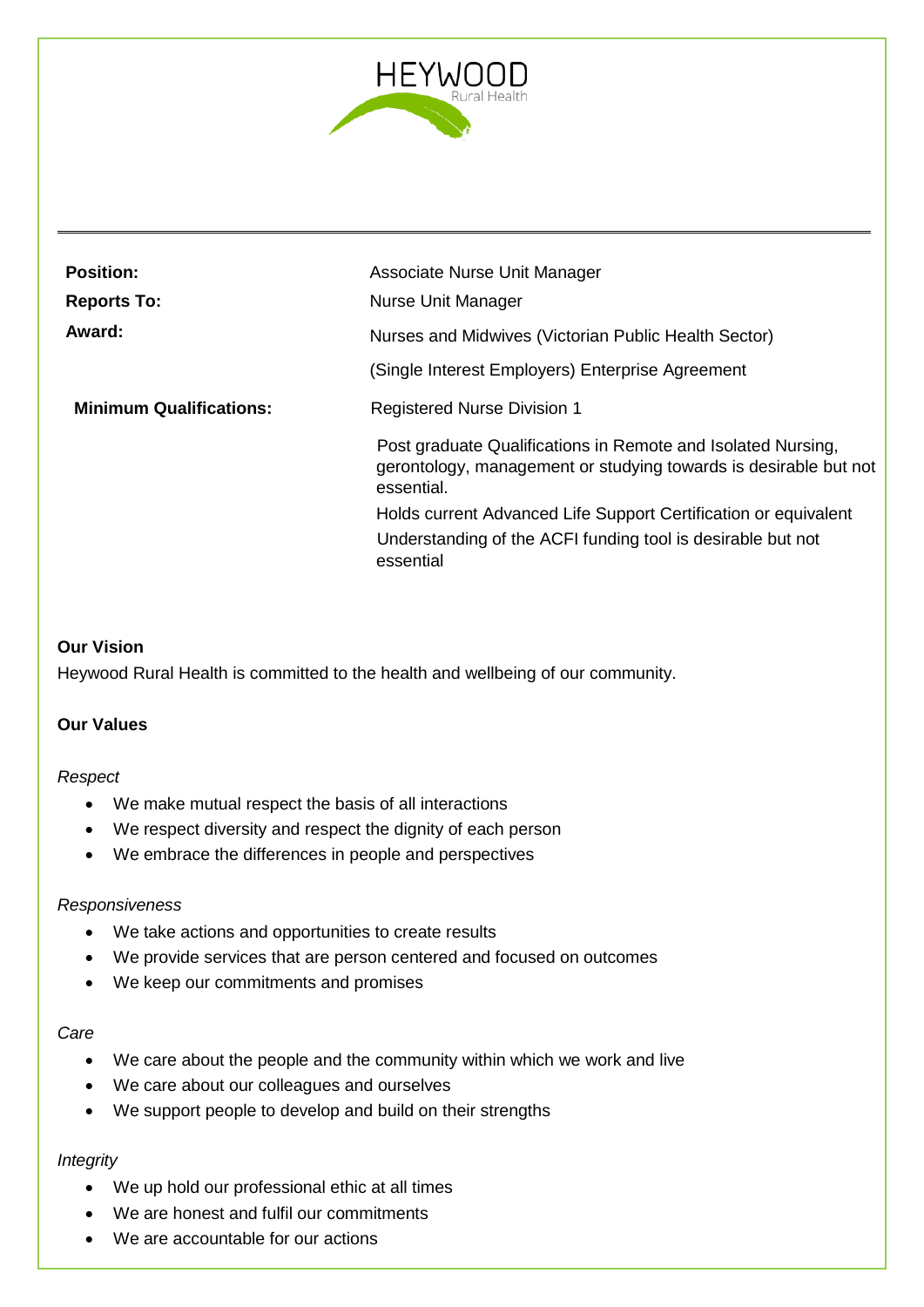HEYWOOD
Rural Health

| | |
|---|---|
| **Position:** | Associate Nurse Unit Manager |
| **Reports To:** | Nurse Unit Manager |
| **Award:** | Nurses and Midwives (Victorian Public Health Sector) (Single Interest Employers) Enterprise Agreement |
| **Minimum Qualifications:** | Registered Nurse Division 1<br>Post graduate Qualifications in Remote and Isolated Nursing, gerontology, management or studying towards is desirable but not essential.<br>Holds current Advanced Life Support Certification or equivalent<br>Understanding of the ACFI funding tool is desirable but not essential |

**Our Vision**

Heywood Rural Health is committed to the health and wellbeing of our community.

**Our Values**

*Respect*

- We make mutual respect the basis of all interactions
- We respect diversity and respect the dignity of each person
- We embrace the differences in people and perspectives

*Responsiveness*

- We take actions and opportunities to create results
- We provide services that are person centered and focused on outcomes
- We keep our commitments and promises

*Care*

- We care about the people and the community within which we work and live
- We care about our colleagues and ourselves
- We support people to develop and build on their strengths

*Integrity*

- We up hold our professional ethic at all times
- We are honest and fulfil our commitments
- We are accountable for our actions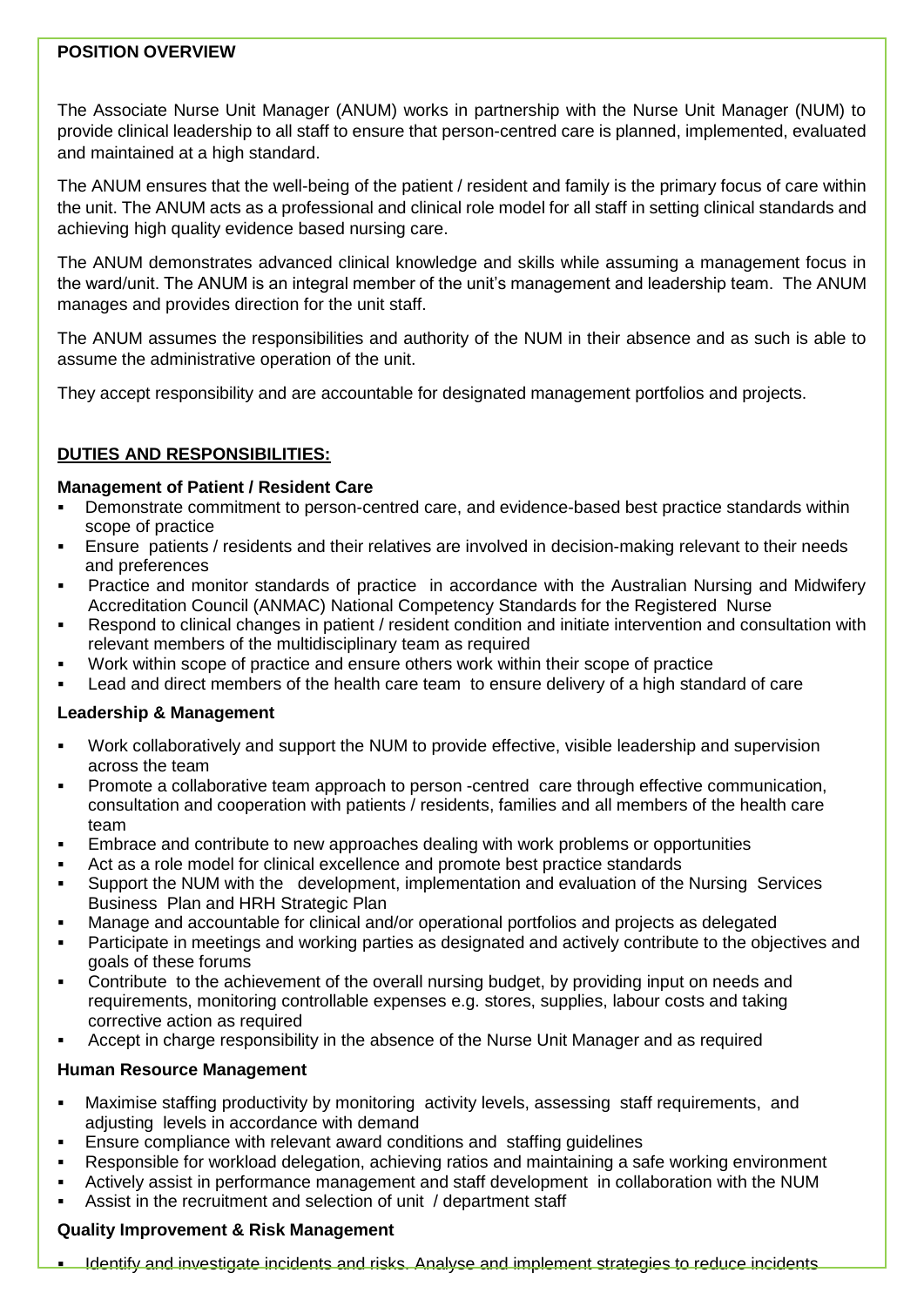**POSITION OVERVIEW**

The Associate Nurse Unit Manager (ANUM) works in partnership with the Nurse Unit Manager (NUM) to provide clinical leadership to all staff to ensure that person-centred care is planned, implemented, evaluated and maintained at a high standard.

The ANUM ensures that the well-being of the patient / resident and family is the primary focus of care within the unit. The ANUM acts as a professional and clinical role model for all staff in setting clinical standards and achieving high quality evidence based nursing care.

The ANUM demonstrates advanced clinical knowledge and skills while assuming a management focus in the ward/unit. The ANUM is an integral member of the unit's management and leadership team. The ANUM manages and provides direction for the unit staff.

The ANUM assumes the responsibilities and authority of the NUM in their absence and as such is able to assume the administrative operation of the unit.

They accept responsibility and are accountable for designated management portfolios and projects.

**DUTIES AND RESPONSIBILITIES:**

**Management of Patient / Resident Care**

- Demonstrate commitment to person-centred care, and evidence-based best practice standards within scope of practice
- Ensure patients / residents and their relatives are involved in decision-making relevant to their needs and preferences
- Practice and monitor standards of practice in accordance with the Australian Nursing and Midwifery Accreditation Council (ANMAC) National Competency Standards for the Registered Nurse
- Respond to clinical changes in patient / resident condition and initiate intervention and consultation with relevant members of the multidisciplinary team as required
- Work within scope of practice and ensure others work within their scope of practice
- Lead and direct members of the health care team to ensure delivery of a high standard of care

**Leadership & Management**

- Work collaboratively and support the NUM to provide effective, visible leadership and supervision across the team
- Promote a collaborative team approach to person -centred care through effective communication, consultation and cooperation with patients / residents, families and all members of the health care team
- Embrace and contribute to new approaches dealing with work problems or opportunities
- Act as a role model for clinical excellence and promote best practice standards
- Support the NUM with the development, implementation and evaluation of the Nursing Services Business Plan and HRH Strategic Plan
- Manage and accountable for clinical and/or operational portfolios and projects as delegated
- Participate in meetings and working parties as designated and actively contribute to the objectives and goals of these forums
- Contribute to the achievement of the overall nursing budget, by providing input on needs and requirements, monitoring controllable expenses e.g. stores, supplies, labour costs and taking corrective action as required
- Accept in charge responsibility in the absence of the Nurse Unit Manager and as required

**Human Resource Management**

- Maximise staffing productivity by monitoring activity levels, assessing staff requirements, and adjusting levels in accordance with demand
- Ensure compliance with relevant award conditions and staffing guidelines
- Responsible for workload delegation, achieving ratios and maintaining a safe working environment
- Actively assist in performance management and staff development in collaboration with the NUM
- Assist in the recruitment and selection of unit / department staff

**Quality Improvement & Risk Management**

- Identify and investigate incidents and risks. Analyse and implement strategies to reduce incidents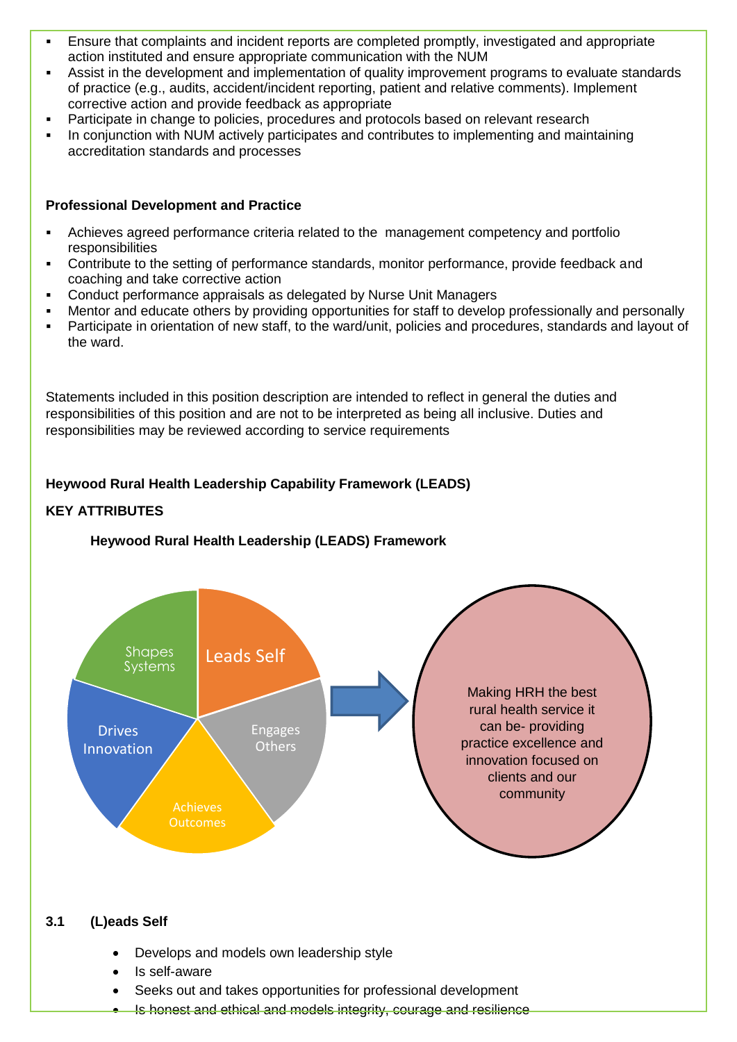- Ensure that complaints and incident reports are completed promptly, investigated and appropriate action instituted and ensure appropriate communication with the NUM
- Assist in the development and implementation of quality improvement programs to evaluate standards of practice (e.g., audits, accident/incident reporting, patient and relative comments). Implement corrective action and provide feedback as appropriate
- Participate in change to policies, procedures and protocols based on relevant research
- In conjunction with NUM actively participates and contributes to implementing and maintaining accreditation standards and processes

**Professional Development and Practice**

- Achieves agreed performance criteria related to the management competency and portfolio responsibilities
- Contribute to the setting of performance standards, monitor performance, provide feedback and coaching and take corrective action
- Conduct performance appraisals as delegated by Nurse Unit Managers
- Mentor and educate others by providing opportunities for staff to develop professionally and personally
- Participate in orientation of new staff, to the ward/unit, policies and procedures, standards and layout of the ward.

Statements included in this position description are intended to reflect in general the duties and responsibilities of this position and are not to be interpreted as being all inclusive. Duties and responsibilities may be reviewed according to service requirements

**Heywood Rural Health Leadership Capability Framework (LEADS)**

**KEY ATTRIBUTES**

**Heywood Rural Health Leadership (LEADS) Framework**

Leads Self | Engages Others | Achieves Outcomes | Drives Innovation | Shapes Systems

Making HRH the best rural health service it can be- providing practice excellence and innovation focused on clients and our community

**3.1 (L)eads Self**

- Develops and models own leadership style
- Is self-aware
- Seeks out and takes opportunities for professional development
- Is honest and ethical and models integrity, courage and resilience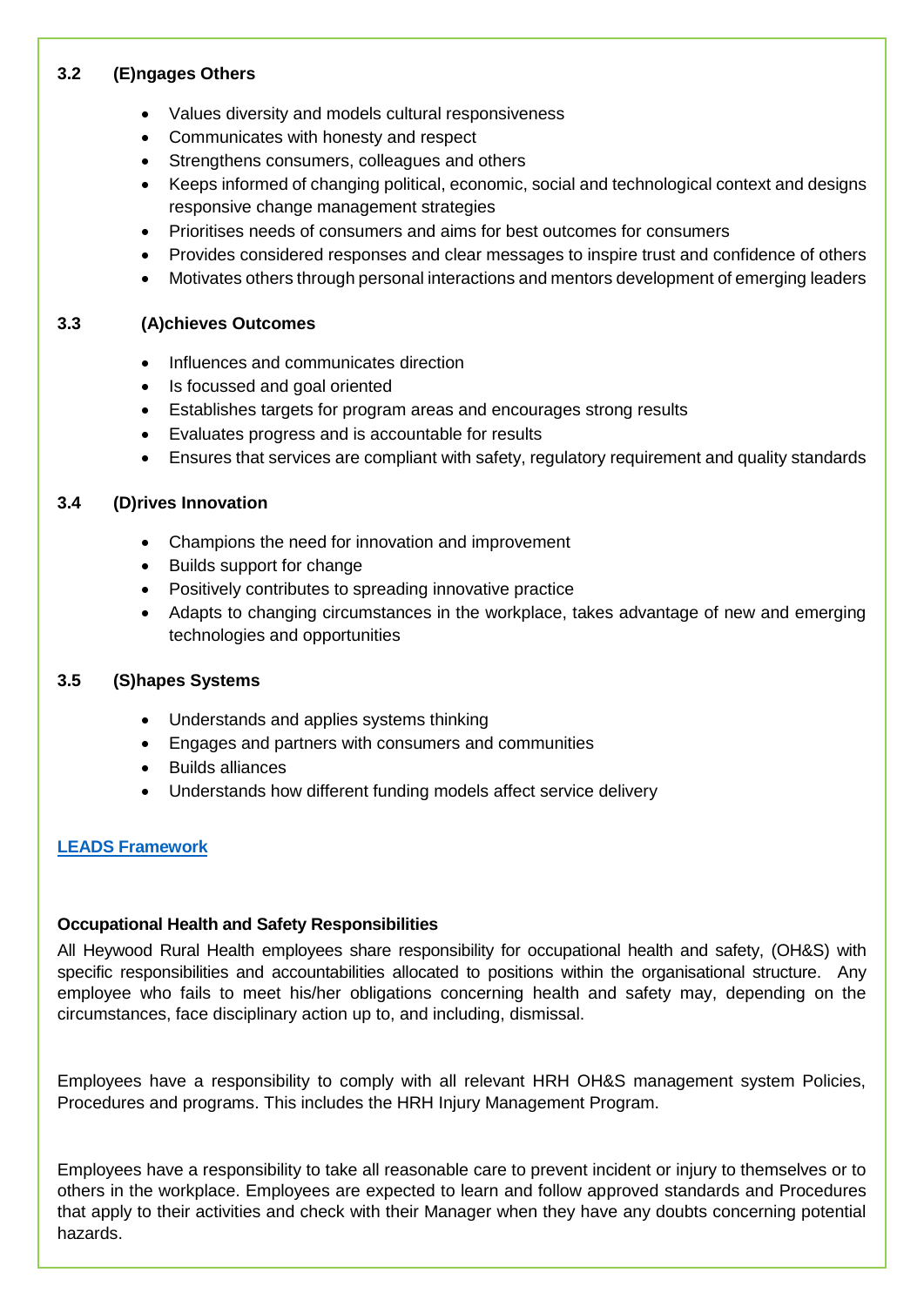### 3.2 (E)ngages Others

- Values diversity and models cultural responsiveness
- Communicates with honesty and respect
- Strengthens consumers, colleagues and others
- Keeps informed of changing political, economic, social and technological context and designs responsive change management strategies
- Prioritises needs of consumers and aims for best outcomes for consumers
- Provides considered responses and clear messages to inspire trust and confidence of others
- Motivates others through personal interactions and mentors development of emerging leaders

### 3.3 (A)chieves Outcomes

- Influences and communicates direction
- Is focussed and goal oriented
- Establishes targets for program areas and encourages strong results
- Evaluates progress and is accountable for results
- Ensures that services are compliant with safety, regulatory requirement and quality standards

### 3.4 (D)rives Innovation

- Champions the need for innovation and improvement
- Builds support for change
- Positively contributes to spreading innovative practice
- Adapts to changing circumstances in the workplace, takes advantage of new and emerging technologies and opportunities

### 3.5 (S)hapes Systems

- Understands and applies systems thinking
- Engages and partners with consumers and communities
- Builds alliances
- Understands how different funding models affect service delivery

**LEADS Framework**

**Occupational Health and Safety Responsibilities**

All Heywood Rural Health employees share responsibility for occupational health and safety, (OH&S) with specific responsibilities and accountabilities allocated to positions within the organisational structure. Any employee who fails to meet his/her obligations concerning health and safety may, depending on the circumstances, face disciplinary action up to, and including, dismissal.

Employees have a responsibility to comply with all relevant HRH OH&S management system Policies, Procedures and programs. This includes the HRH Injury Management Program.

Employees have a responsibility to take all reasonable care to prevent incident or injury to themselves or to others in the workplace. Employees are expected to learn and follow approved standards and Procedures that apply to their activities and check with their Manager when they have any doubts concerning potential hazards.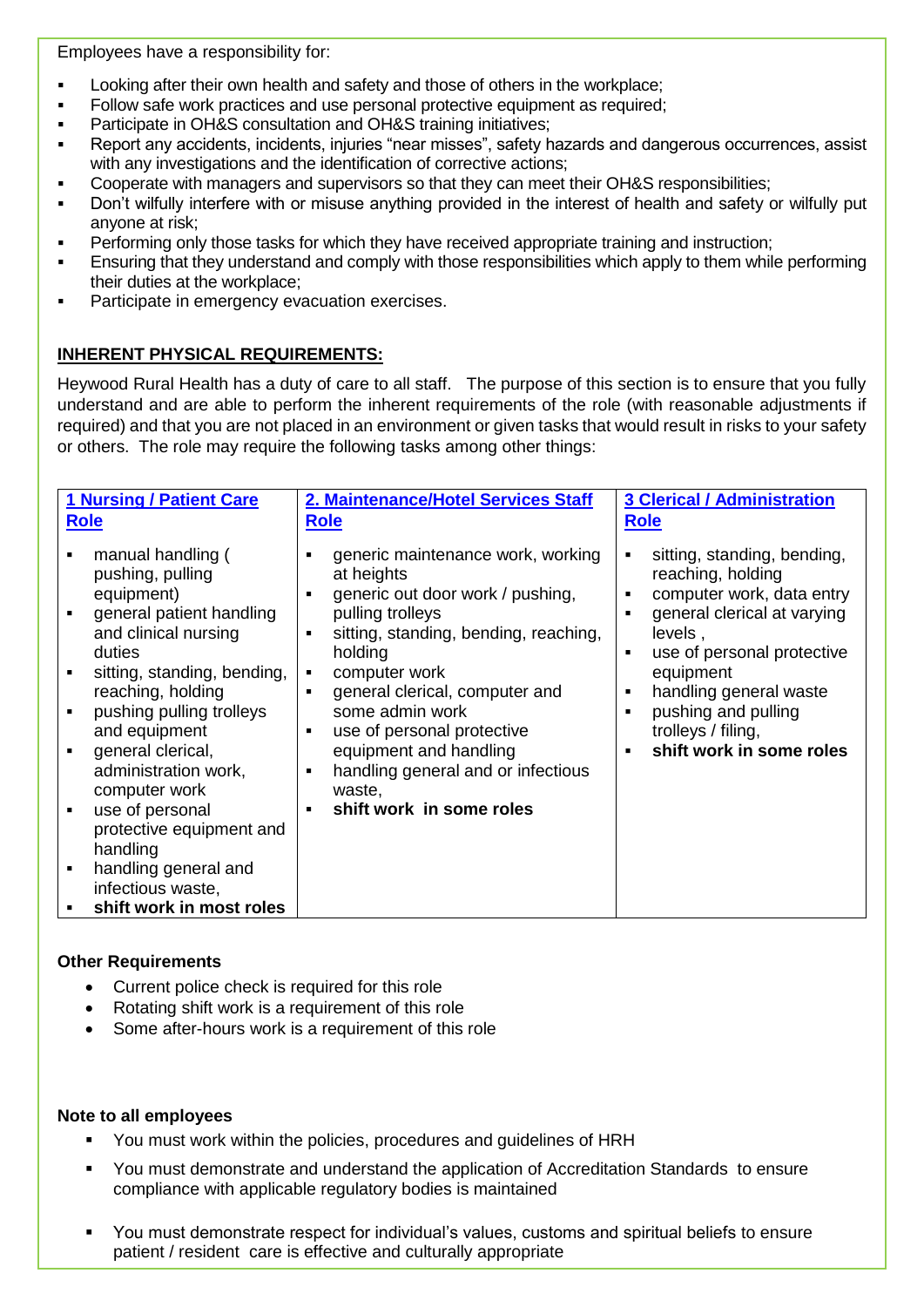Employees have a responsibility for:

- Looking after their own health and safety and those of others in the workplace;
- Follow safe work practices and use personal protective equipment as required;
- Participate in OH&S consultation and OH&S training initiatives;
- Report any accidents, incidents, injuries "near misses", safety hazards and dangerous occurrences, assist with any investigations and the identification of corrective actions;
- Cooperate with managers and supervisors so that they can meet their OH&S responsibilities;
- Don't wilfully interfere with or misuse anything provided in the interest of health and safety or wilfully put anyone at risk;
- Performing only those tasks for which they have received appropriate training and instruction;
- Ensuring that they understand and comply with those responsibilities which apply to them while performing their duties at the workplace;
- Participate in emergency evacuation exercises.

## INHERENT PHYSICAL REQUIREMENTS:

Heywood Rural Health has a duty of care to all staff. The purpose of this section is to ensure that you fully understand and are able to perform the inherent requirements of the role (with reasonable adjustments if required) and that you are not placed in an environment or given tasks that would result in risks to your safety or others. The role may require the following tasks among other things:

| 1 Nursing / Patient Care Role | 2. Maintenance/Hotel Services Staff Role | 3 Clerical / Administration Role |
|---|---|---|
| ▪ manual handling ( pushing, pulling equipment)<br>▪ general patient handling and clinical nursing duties<br>▪ sitting, standing, bending, reaching, holding<br>▪ pushing pulling trolleys and equipment<br>▪ general clerical, administration work, computer work<br>▪ use of personal protective equipment and handling<br>▪ handling general and infectious waste,<br>▪ **shift work in most roles** | ▪ generic maintenance work, working at heights<br>▪ generic out door work / pushing, pulling trolleys<br>▪ sitting, standing, bending, reaching, holding<br>▪ computer work<br>▪ general clerical, computer and some admin work<br>▪ use of personal protective equipment and handling<br>▪ handling general and or infectious waste,<br>▪ **shift work in some roles** | ▪ sitting, standing, bending, reaching, holding<br>▪ computer work, data entry<br>▪ general clerical at varying levels ,<br>▪ use of personal protective equipment<br>▪ handling general waste<br>▪ pushing and pulling trolleys / filing,<br>▪ **shift work in some roles** |

**Other Requirements**

- Current police check is required for this role
- Rotating shift work is a requirement of this role
- Some after-hours work is a requirement of this role

**Note to all employees**

- You must work within the policies, procedures and guidelines of HRH
- You must demonstrate and understand the application of Accreditation Standards to ensure compliance with applicable regulatory bodies is maintained
- You must demonstrate respect for individual's values, customs and spiritual beliefs to ensure patient / resident care is effective and culturally appropriate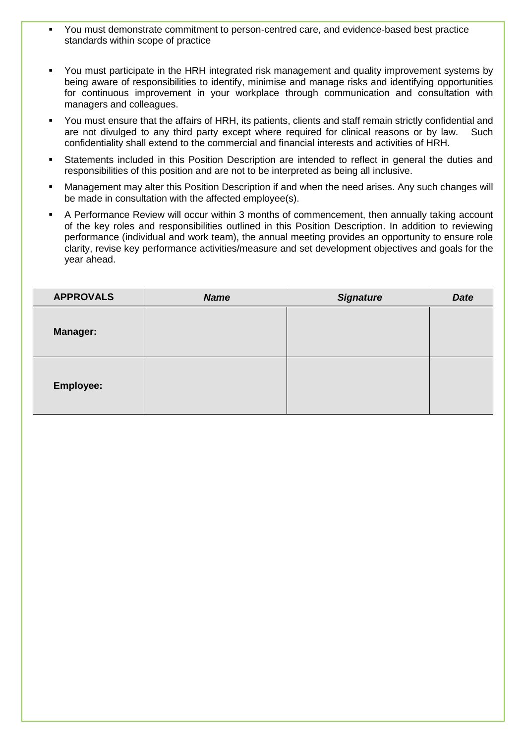- You must demonstrate commitment to person-centred care, and evidence-based best practice standards within scope of practice
- You must participate in the HRH integrated risk management and quality improvement systems by being aware of responsibilities to identify, minimise and manage risks and identifying opportunities for continuous improvement in your workplace through communication and consultation with managers and colleagues.
- You must ensure that the affairs of HRH, its patients, clients and staff remain strictly confidential and are not divulged to any third party except where required for clinical reasons or by law. Such confidentiality shall extend to the commercial and financial interests and activities of HRH.
- Statements included in this Position Description are intended to reflect in general the duties and responsibilities of this position and are not to be interpreted as being all inclusive.
- Management may alter this Position Description if and when the need arises. Any such changes will be made in consultation with the affected employee(s).
- A Performance Review will occur within 3 months of commencement, then annually taking account of the key roles and responsibilities outlined in this Position Description. In addition to reviewing performance (individual and work team), the annual meeting provides an opportunity to ensure role clarity, revise key performance activities/measure and set development objectives and goals for the year ahead.

| **APPROVALS** | ***Name*** | ***Signature*** | ***Date*** |
|---|---|---|---|
| **Manager:** | | | |
| **Employee:** | | | |